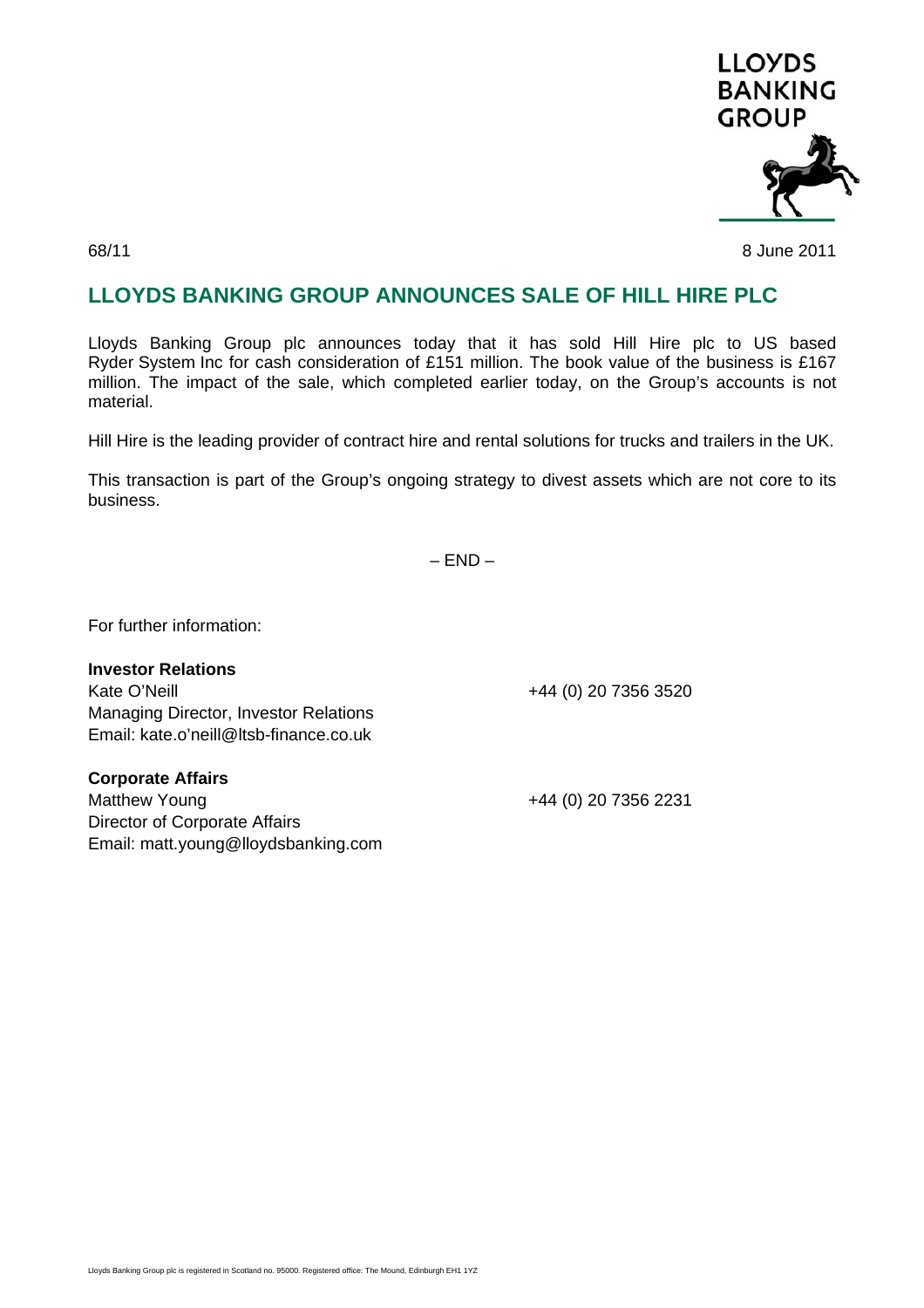LLOYDS BANKING GROUP

68/11 8 June 2011

# LLOYDS BANKING GROUP ANNOUNCES SALE OF HILL HIRE PLC

Lloyds Banking Group plc announces today that it has sold Hill Hire plc to US based Ryder System Inc for cash consideration of £151 million. The book value of the business is £167 million. The impact of the sale, which completed earlier today, on the Group's accounts is not material.

Hill Hire is the leading provider of contract hire and rental solutions for trucks and trailers in the UK.

This transaction is part of the Group's ongoing strategy to divest assets which are not core to its business.

– END –

For further information:

**Investor Relations**
Kate O'Neill +44 (0) 20 7356 3520
Managing Director, Investor Relations
Email: kate.o'neill@ltsb-finance.co.uk

**Corporate Affairs**
Matthew Young +44 (0) 20 7356 2231
Director of Corporate Affairs
Email: matt.young@lloydsbanking.com

Lloyds Banking Group plc is registered in Scotland no. 95000. Registered office: The Mound, Edinburgh EH1 1YZ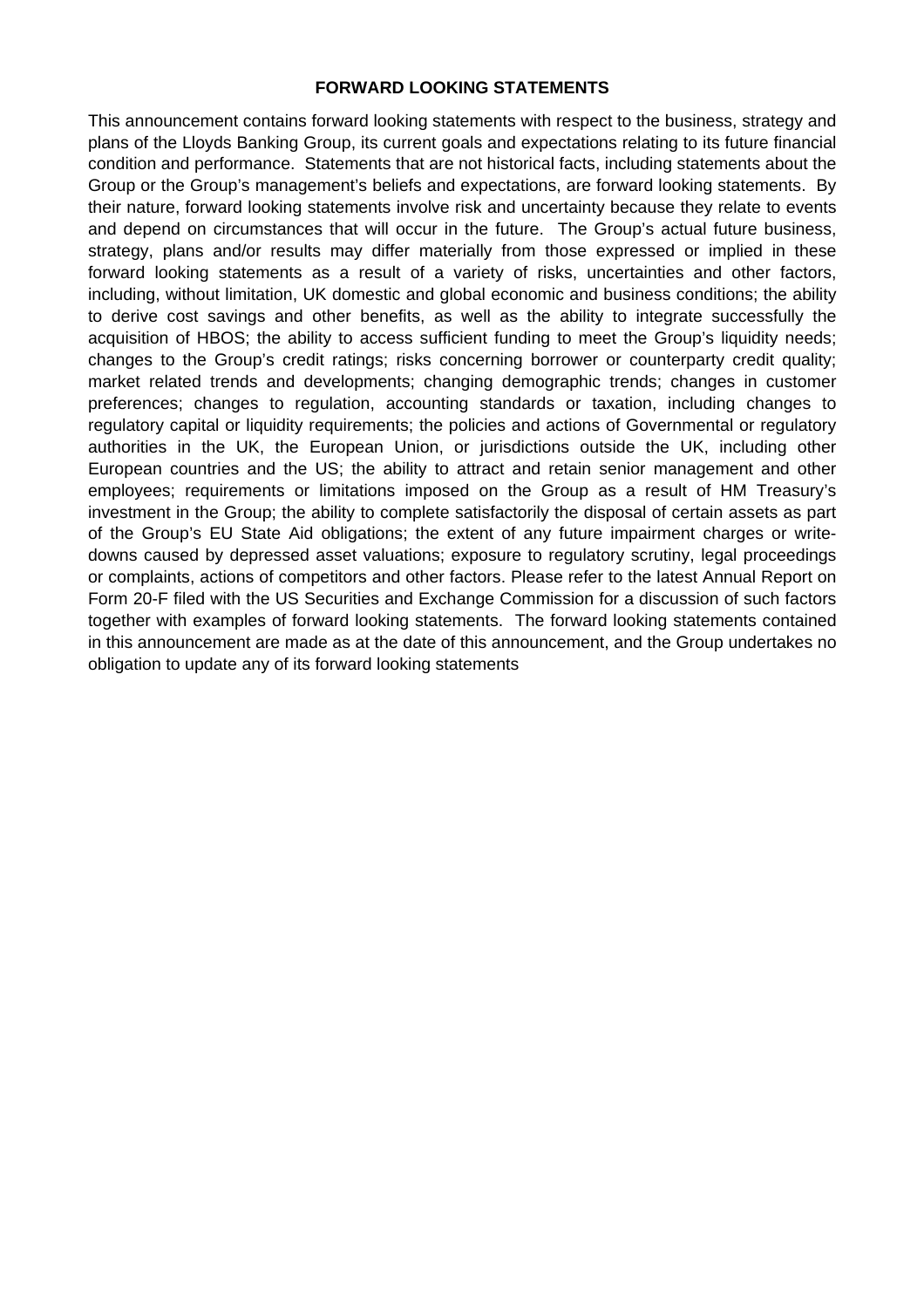**FORWARD LOOKING STATEMENTS**

This announcement contains forward looking statements with respect to the business, strategy and plans of the Lloyds Banking Group, its current goals and expectations relating to its future financial condition and performance. Statements that are not historical facts, including statements about the Group or the Group's management's beliefs and expectations, are forward looking statements. By their nature, forward looking statements involve risk and uncertainty because they relate to events and depend on circumstances that will occur in the future. The Group's actual future business, strategy, plans and/or results may differ materially from those expressed or implied in these forward looking statements as a result of a variety of risks, uncertainties and other factors, including, without limitation, UK domestic and global economic and business conditions; the ability to derive cost savings and other benefits, as well as the ability to integrate successfully the acquisition of HBOS; the ability to access sufficient funding to meet the Group's liquidity needs; changes to the Group's credit ratings; risks concerning borrower or counterparty credit quality; market related trends and developments; changing demographic trends; changes in customer preferences; changes to regulation, accounting standards or taxation, including changes to regulatory capital or liquidity requirements; the policies and actions of Governmental or regulatory authorities in the UK, the European Union, or jurisdictions outside the UK, including other European countries and the US; the ability to attract and retain senior management and other employees; requirements or limitations imposed on the Group as a result of HM Treasury's investment in the Group; the ability to complete satisfactorily the disposal of certain assets as part of the Group's EU State Aid obligations; the extent of any future impairment charges or write-downs caused by depressed asset valuations; exposure to regulatory scrutiny, legal proceedings or complaints, actions of competitors and other factors. Please refer to the latest Annual Report on Form 20-F filed with the US Securities and Exchange Commission for a discussion of such factors together with examples of forward looking statements. The forward looking statements contained in this announcement are made as at the date of this announcement, and the Group undertakes no obligation to update any of its forward looking statements